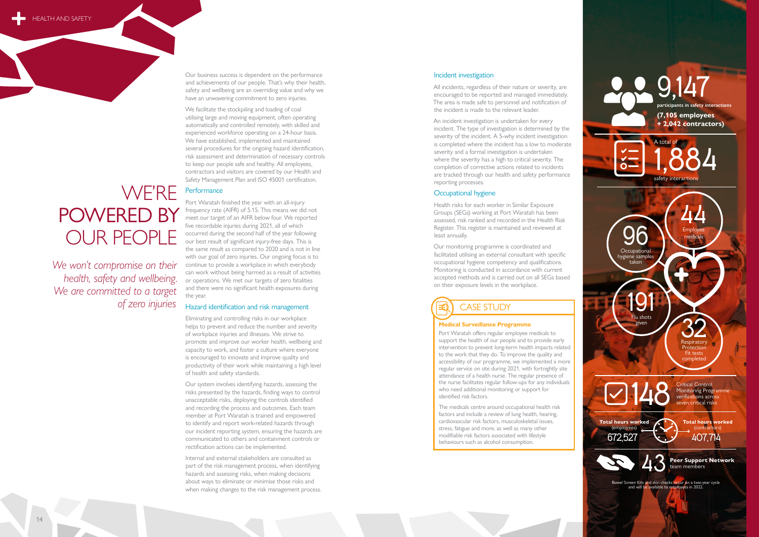# WE'RE POWERED BY OUR PEOPLE

*We won't compromise on their health, safety and wellbeing. We are committed to a target of zero injuries*

Our business success is dependent on the performance and achievements of our people. That's why their health, safety and wellbeing are an overriding value and why we have an unwavering commitment to zero injuries.

We facilitate the stockpiling and loading of coal utilising large and moving equipment, often operating automatically and controlled remotely, with skilled and experienced workforce operating on a 24-hour basis. We have established, implemented and maintained several procedures for the ongoing hazard identification, risk assessment and determination of necessary controls to keep our people safe and healthy. All employees, contractors and visitors are covered by our Health and Safety Management Plan and ISO 45001 certification.

## Performance

Port Waratah finished the year with an all-injury frequency rate (AIFR) of 5.15. This means we did not meet our target of an AIFR below four. We reported five recordable injuries during 2021, all of which occurred during the second half of the year following our best result of significant injury-free days. This is the same result as compared to 2020 and is not in line with our goal of zero injuries. Our ongoing focus is to continue to provide a workplace in which everybody can work without being harmed as a result of activities or operations. We met our targets of zero fatalities and there were no significant health exposures during the year.

## Hazard identification and risk management

Eliminating and controlling risks in our workplace helps to prevent and reduce the number and severity of workplace injuries and illnesses. We strive to promote and improve our worker health, wellbeing and capacity to work, and foster a culture where everyone is encouraged to innovate and improve quality and productivity of their work while maintaining a high level of health and safety standards.

Our system involves identifying hazards, assessing the risks presented by the hazards, finding ways to control unacceptable risks, deploying the controls identified and recording the process and outcomes. Each team member at Port Waratah is trained and empowered to identify and report work-related hazards through our incident reporting system, ensuring the hazards are communicated to others and containment controls or rectification actions can be implemented.

Internal and external stakeholders are consulted as part of the risk management process, when identifying hazards and assessing risks, when making decisions about ways to eliminate or minimise those risks and when making changes to the risk management process.

## Incident investigation

All incidents, regardless of their nature or severity, are encouraged to be reported and managed immediately. The area is made safe to personnel and notification of the incident is made to the relevant leader.

An incident investigation is undertaken for every incident. The type of investigation is determined by the severity of the incident. A 5-why incident investigation is completed where the incident has a low to moderate severity and a formal investigation is undertaken where the severity has a high to critical severity. The completion of corrective actions related to incidents are tracked through our health and safety performance reporting processes.

## Occupational hygiene

Health risks for each worker in Similar Exposure Groups (SEGs) working at Port Waratah has been assessed, risk ranked and recorded in the Health Risk Register. This register is maintained and reviewed at least annually.

Our monitoring programme is coordinated and facilitated utilising an external consultant with specific occupational hygiene competency and qualifications. Monitoring is conducted in accordance with current accepted methods and is carried out on all SEGs based on their exposure levels in the workplace.

## CASE STUDY

**Medical Surveillance Programme**

Port Waratah offers regular employee medicals to support the health of our people and to provide early intervention to prevent long-term health impacts related to the work that they do. To improve the quality and accessibility of our programme, we implemented a more regular service on site during 2021, with fortnightly site attendance of a health nurse. The regular presence of the nurse facilitates regular follow-ups for any individuals who need additional monitoring or support for identified risk factors.

The medicals centre around occupational health risk factors and include a review of lung health, hearing, cardiovascular risk factors, musculoskeletal issues, stress, fatigue and more, as well as many other modifiable risk factors associated with lifestyle behaviours such as alcohol consumption.

**9,147** participants in safety interactions **(7,105 employees + 2,042 contractors)**

A total of **1,884** safety interactions

**44** Employee medicals

**96** Occupational hygiene samples taken

**191** Flu shots given

**32** Respiratory Protection Fit tests completed

**148** Critical Control Monitoring Programme verifications across seven critical risks

**Total hours worked** (employees) 672,527

**Total hours worked** (contractors) 407,714

**43 Peer Support Network** team members

Bowel Screen Kits and skin checks occur on a two-year cycle and will be available to employees in 2022.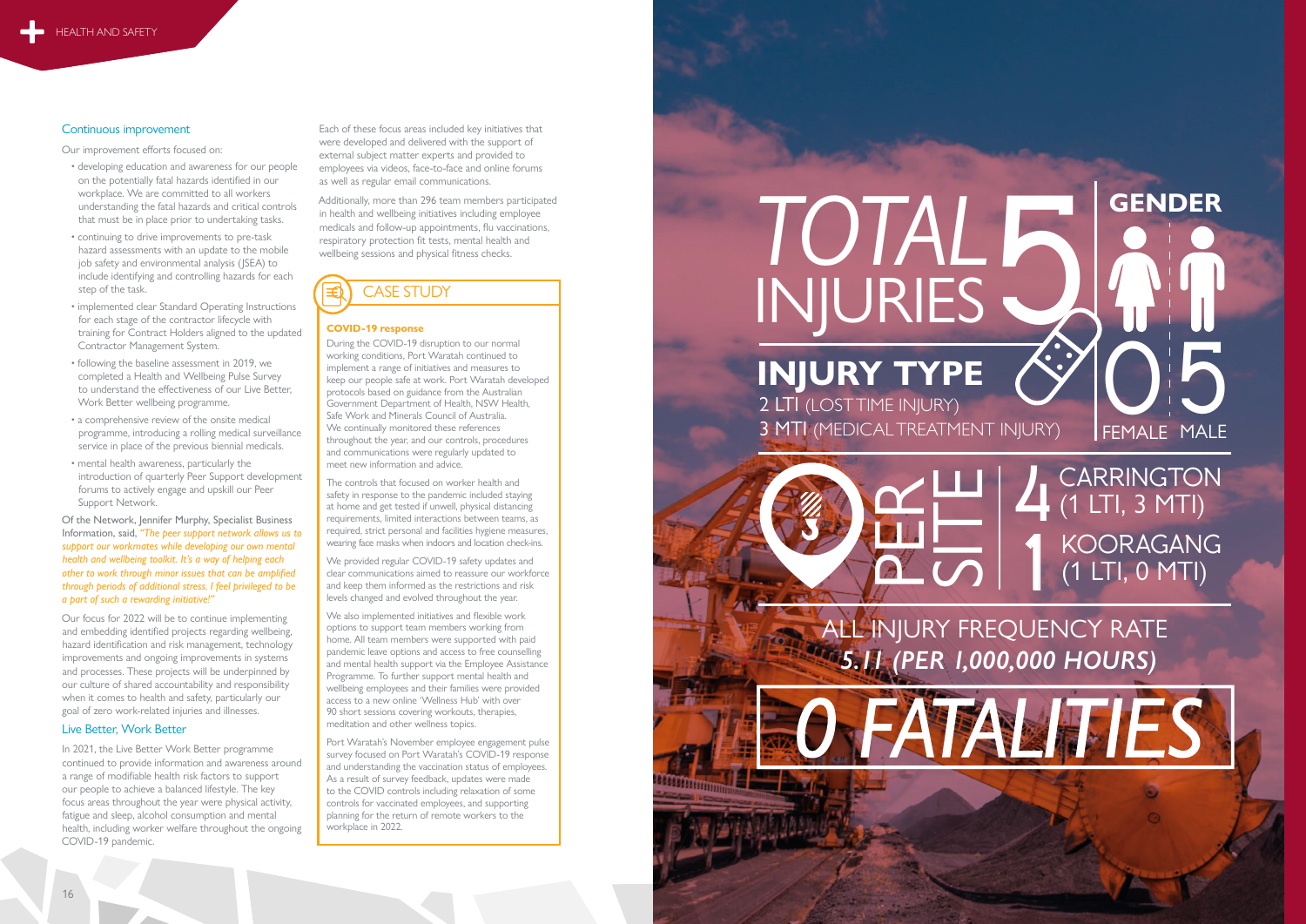## Continuous improvement

Our improvement efforts focused on:

- developing education and awareness for our people on the potentially fatal hazards identified in our workplace. We are committed to all workers understanding the fatal hazards and critical controls that must be in place prior to undertaking tasks.
- continuing to drive improvements to pre-task hazard assessments with an update to the mobile job safety and environmental analysis (JSEA) to include identifying and controlling hazards for each step of the task.
- implemented clear Standard Operating Instructions for each stage of the contractor lifecycle with training for Contract Holders aligned to the updated Contractor Management System.
- following the baseline assessment in 2019, we completed a Health and Wellbeing Pulse Survey to understand the effectiveness of our Live Better, Work Better wellbeing programme.
- a comprehensive review of the onsite medical programme, introducing a rolling medical surveillance service in place of the previous biennial medicals.
- mental health awareness, particularly the introduction of quarterly Peer Support development forums to actively engage and upskill our Peer Support Network.

Of the Network, Jennifer Murphy, Specialist Business Information, said, *"The peer support network allows us to support our workmates while developing our own mental health and wellbeing toolkit. It's a way of helping each other to work through minor issues that can be amplified through periods of additional stress. I feel privileged to be a part of such a rewarding initiative!"*

Our focus for 2022 will be to continue implementing and embedding identified projects regarding wellbeing, hazard identification and risk management, technology improvements and ongoing improvements in systems and processes. These projects will be underpinned by our culture of shared accountability and responsibility when it comes to health and safety, particularly our goal of zero work-related injuries and illnesses.

## Live Better, Work Better

In 2021, the Live Better Work Better programme continued to provide information and awareness around a range of modifiable health risk factors to support our people to achieve a balanced lifestyle. The key focus areas throughout the year were physical activity, fatigue and sleep, alcohol consumption and mental health, including worker welfare throughout the ongoing COVID-19 pandemic.

Each of these focus areas included key initiatives that were developed and delivered with the support of external subject matter experts and provided to employees via videos, face-to-face and online forums as well as regular email communications.

Additionally, more than 296 team members participated in health and wellbeing initiatives including employee medicals and follow-up appointments, flu vaccinations, respiratory protection fit tests, mental health and wellbeing sessions and physical fitness checks.

## CASE STUDY

**COVID-19 response**

During the COVID-19 disruption to our normal working conditions, Port Waratah continued to implement a range of initiatives and measures to keep our people safe at work. Port Waratah developed protocols based on guidance from the Australian Government Department of Health, NSW Health, Safe Work and Minerals Council of Australia. We continually monitored these references throughout the year, and our controls, procedures and communications were regularly updated to meet new information and advice.

The controls that focused on worker health and safety in response to the pandemic included staying at home and get tested if unwell, physical distancing requirements, limited interactions between teams, as required, strict personal and facilities hygiene measures, wearing face masks when indoors and location check-ins.

We provided regular COVID-19 safety updates and clear communications aimed to reassure our workforce and keep them informed as the restrictions and risk levels changed and evolved throughout the year.

We also implemented initiatives and flexible work options to support team members working from home. All team members were supported with paid pandemic leave options and access to free counselling and mental health support via the Employee Assistance Programme. To further support mental health and wellbeing employees and their families were provided access to a new online 'Wellness Hub' with over 90 short sessions covering workouts, therapies, meditation and other wellness topics.

Port Waratah's November employee engagement pulse survey focused on Port Waratah's COVID-19 response and understanding the vaccination status of employees. As a result of survey feedback, updates were made to the COVID controls including relaxation of some controls for vaccinated employees, and supporting planning for the return of remote workers to the workplace in 2022.

*TOTAL* INJURIES 5

GENDER

0 FEMALE

5 MALE

**INJURY TYPE**

2 LTI (LOST TIME INJURY)

3 MTI (MEDICAL TREATMENT INJURY)

PER SITE

4 CARRINGTON (1 LTI, 3 MTI)

1 KOORAGANG (1 LTI, 0 MTI)

ALL INJURY FREQUENCY RATE *5.11 (PER 1,000,000 HOURS)*

*0 FATALITIES*